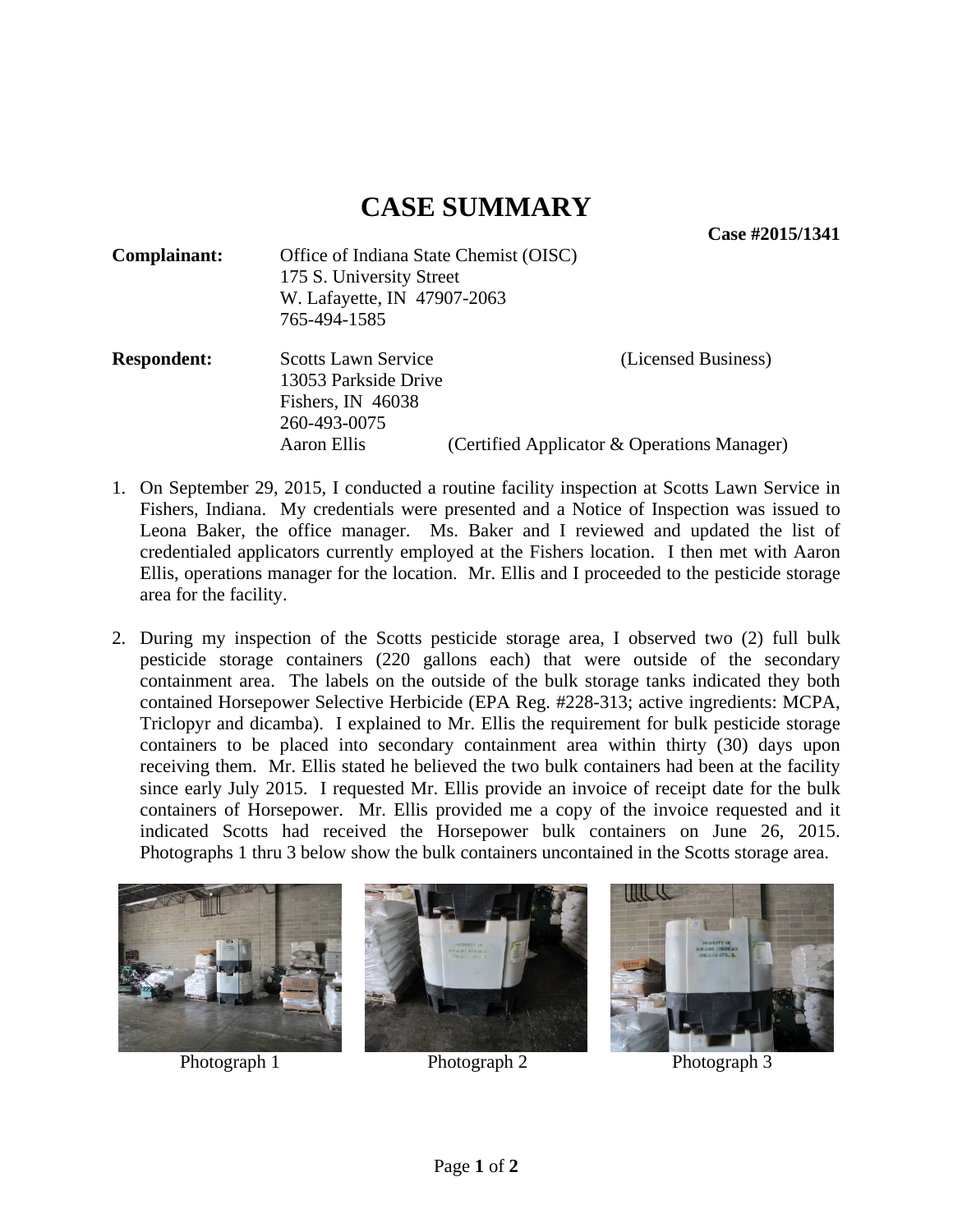# CASE SUMMARY

**Case #2015/1341**

**Complainant:** Office of Indiana State Chemist (OISC)
175 S. University Street
W. Lafayette, IN 47907-2063
765-494-1585

**Respondent:** Scotts Lawn Service (Licensed Business)
13053 Parkside Drive
Fishers, IN 46038
260-493-0075
Aaron Ellis (Certified Applicator & Operations Manager)

1. On September 29, 2015, I conducted a routine facility inspection at Scotts Lawn Service in Fishers, Indiana. My credentials were presented and a Notice of Inspection was issued to Leona Baker, the office manager. Ms. Baker and I reviewed and updated the list of credentialed applicators currently employed at the Fishers location. I then met with Aaron Ellis, operations manager for the location. Mr. Ellis and I proceeded to the pesticide storage area for the facility.

2. During my inspection of the Scotts pesticide storage area, I observed two (2) full bulk pesticide storage containers (220 gallons each) that were outside of the secondary containment area. The labels on the outside of the bulk storage tanks indicated they both contained Horsepower Selective Herbicide (EPA Reg. #228-313; active ingredients: MCPA, Triclopyr and dicamba). I explained to Mr. Ellis the requirement for bulk pesticide storage containers to be placed into secondary containment area within thirty (30) days upon receiving them. Mr. Ellis stated he believed the two bulk containers had been at the facility since early July 2015. I requested Mr. Ellis provide an invoice of receipt date for the bulk containers of Horsepower. Mr. Ellis provided me a copy of the invoice requested and it indicated Scotts had received the Horsepower bulk containers on June 26, 2015. Photographs 1 thru 3 below show the bulk containers uncontained in the Scotts storage area.

Photograph 1 Photograph 2 Photograph 3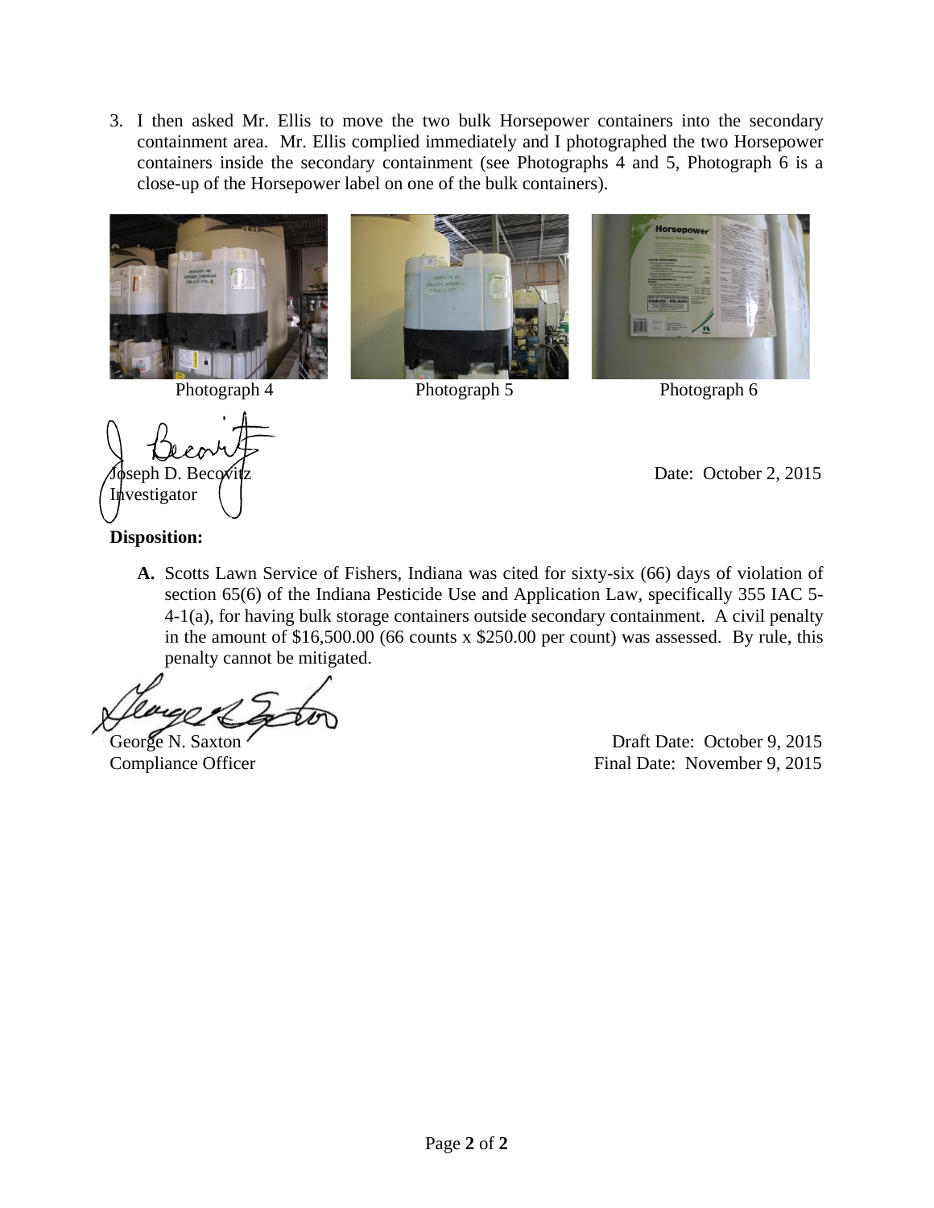3. I then asked Mr. Ellis to move the two bulk Horsepower containers into the secondary containment area. Mr. Ellis complied immediately and I photographed the two Horsepower containers inside the secondary containment (see Photographs 4 and 5, Photograph 6 is a close-up of the Horsepower label on one of the bulk containers).

Photograph 4

Photograph 5

Photograph 6

Joseph D. Becovitz
Investigator

Date: October 2, 2015

**Disposition:**

**A.** Scotts Lawn Service of Fishers, Indiana was cited for sixty-six (66) days of violation of section 65(6) of the Indiana Pesticide Use and Application Law, specifically 355 IAC 5-4-1(a), for having bulk storage containers outside secondary containment. A civil penalty in the amount of $16,500.00 (66 counts x $250.00 per count) was assessed. By rule, this penalty cannot be mitigated.

George N. Saxton
Compliance Officer

Draft Date: October 9, 2015
Final Date: November 9, 2015